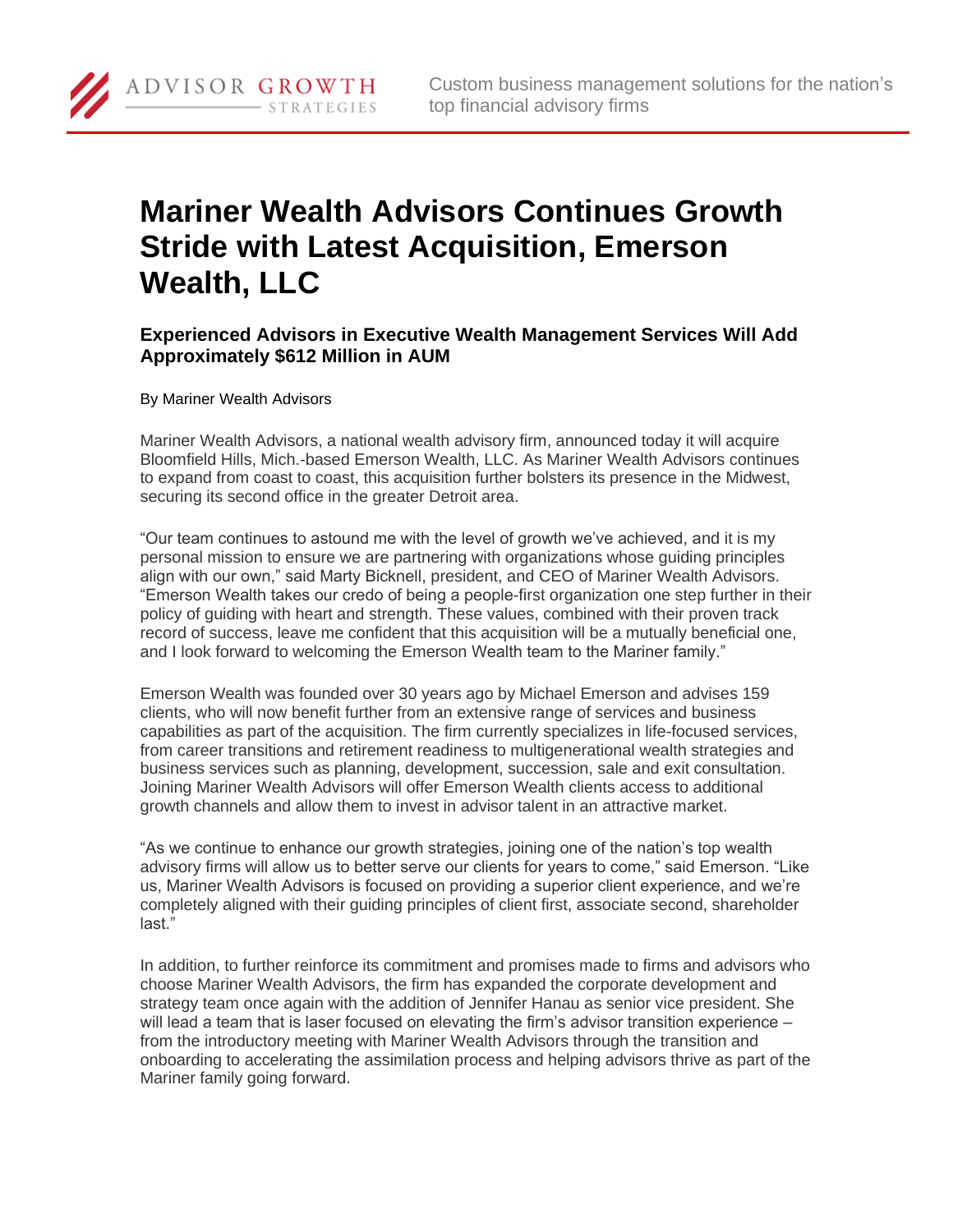# Mariner Wealth Advisors Continues Growth Stride with Latest Acquisition, Emerson Wealth, LLC

### Experienced Advisors in Executive Wealth Management Services Will Add Approximately $612 Million in AUM

By Mariner Wealth Advisors

Mariner Wealth Advisors, a national wealth advisory firm, announced today it will acquire Bloomfield Hills, Mich.-based Emerson Wealth, LLC. As Mariner Wealth Advisors continues to expand from coast to coast, this acquisition further bolsters its presence in the Midwest, securing its second office in the greater Detroit area.

"Our team continues to astound me with the level of growth we've achieved, and it is my personal mission to ensure we are partnering with organizations whose guiding principles align with our own," said Marty Bicknell, president, and CEO of Mariner Wealth Advisors. "Emerson Wealth takes our credo of being a people-first organization one step further in their policy of guiding with heart and strength. These values, combined with their proven track record of success, leave me confident that this acquisition will be a mutually beneficial one, and I look forward to welcoming the Emerson Wealth team to the Mariner family."

Emerson Wealth was founded over 30 years ago by Michael Emerson and advises 159 clients, who will now benefit further from an extensive range of services and business capabilities as part of the acquisition. The firm currently specializes in life-focused services, from career transitions and retirement readiness to multigenerational wealth strategies and business services such as planning, development, succession, sale and exit consultation. Joining Mariner Wealth Advisors will offer Emerson Wealth clients access to additional growth channels and allow them to invest in advisor talent in an attractive market.

"As we continue to enhance our growth strategies, joining one of the nation's top wealth advisory firms will allow us to better serve our clients for years to come," said Emerson. "Like us, Mariner Wealth Advisors is focused on providing a superior client experience, and we're completely aligned with their guiding principles of client first, associate second, shareholder last."

In addition, to further reinforce its commitment and promises made to firms and advisors who choose Mariner Wealth Advisors, the firm has expanded the corporate development and strategy team once again with the addition of Jennifer Hanau as senior vice president. She will lead a team that is laser focused on elevating the firm's advisor transition experience – from the introductory meeting with Mariner Wealth Advisors through the transition and onboarding to accelerating the assimilation process and helping advisors thrive as part of the Mariner family going forward.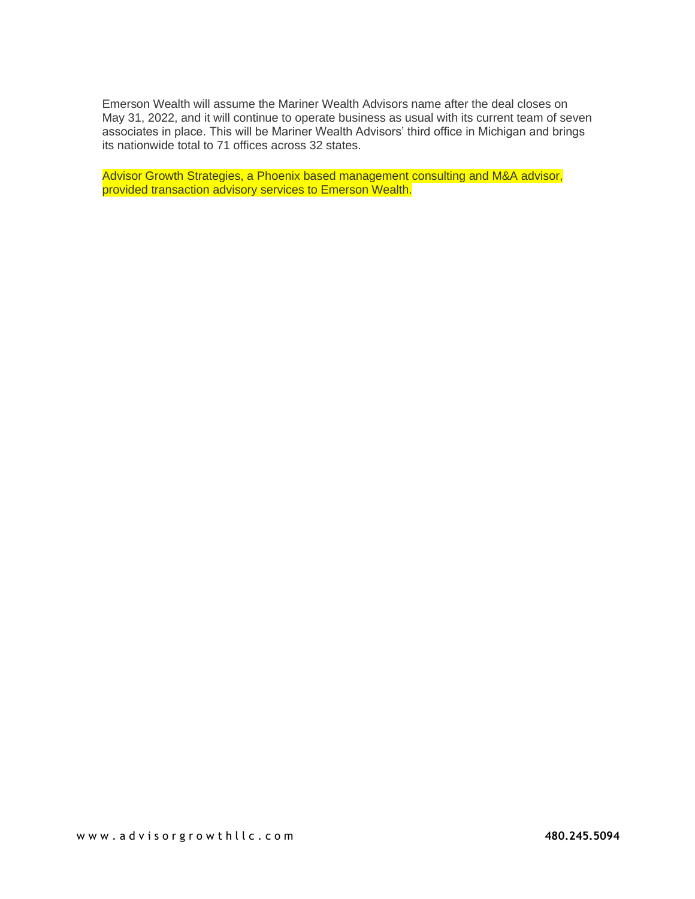Emerson Wealth will assume the Mariner Wealth Advisors name after the deal closes on May 31, 2022, and it will continue to operate business as usual with its current team of seven associates in place. This will be Mariner Wealth Advisors' third office in Michigan and brings its nationwide total to 71 offices across 32 states.

Advisor Growth Strategies, a Phoenix based management consulting and M&A advisor, provided transaction advisory services to Emerson Wealth.